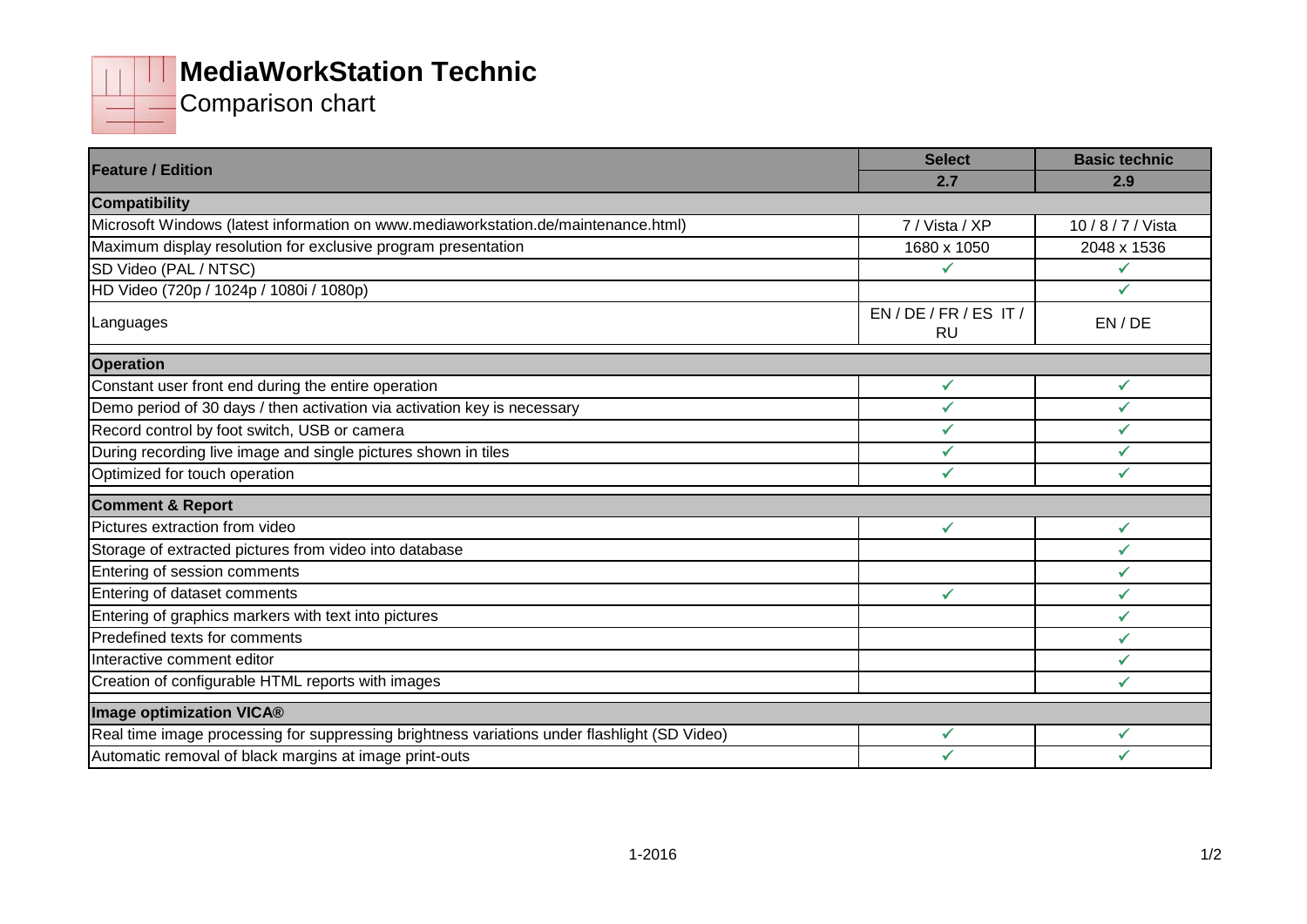# MediaWorkStation Technic

Comparison chart

| Feature / Edition | Select | Basic technic |
| --- | --- | --- |
| | 2.7 | 2.9 |
| **Compatibility** | | |
| Microsoft Windows (latest information on www.mediaworkstation.de/maintenance.html) | 7 / Vista / XP | 10 / 8 / 7 / Vista |
| Maximum display resolution for exclusive program presentation | 1680 x 1050 | 2048 x 1536 |
| SD Video (PAL / NTSC) | ✓ | ✓ |
| HD Video (720p / 1024p / 1080i / 1080p) | | ✓ |
| Languages | EN / DE / FR / ES IT / RU | EN / DE |
| **Operation** | | |
| Constant user front end during the entire operation | ✓ | ✓ |
| Demo period of 30 days / then activation via activation key is necessary | ✓ | ✓ |
| Record control by foot switch, USB or camera | ✓ | ✓ |
| During recording live image and single pictures shown in tiles | ✓ | ✓ |
| Optimized for touch operation | ✓ | ✓ |
| **Comment & Report** | | |
| Pictures extraction from video | ✓ | ✓ |
| Storage of extracted pictures from video into database | | ✓ |
| Entering of session comments | | ✓ |
| Entering of dataset comments | ✓ | ✓ |
| Entering of graphics markers with text into pictures | | ✓ |
| Predefined texts for comments | | ✓ |
| Interactive comment editor | | ✓ |
| Creation of configurable HTML reports with images | | ✓ |
| **Image optimization VICA®** | | |
| Real time image processing for suppressing brightness variations under flashlight (SD Video) | ✓ | ✓ |
| Automatic removal of black margins at image print-outs | ✓ | ✓ |

1-2016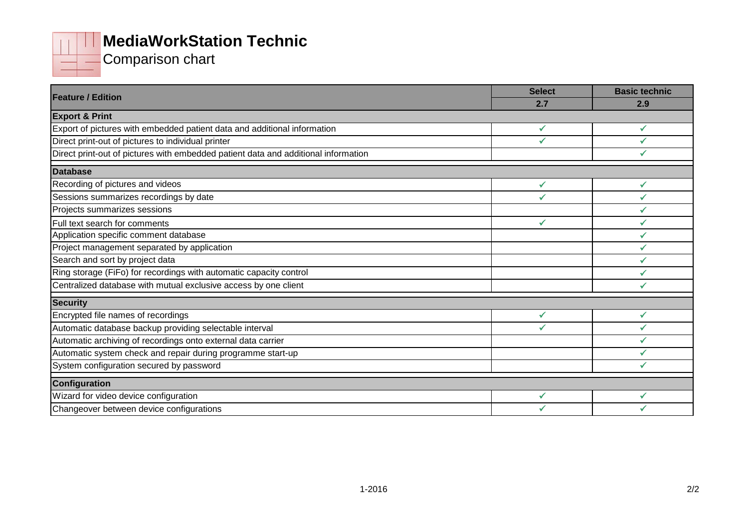# MediaWorkStation Technic

Comparison chart

| Feature / Edition | Select | Basic technic |
|---|---|---|
| | 2.7 | 2.9 |
| **Export & Print** | | |
| Export of pictures with embedded patient data and additional information | ✓ | ✓ |
| Direct print-out of pictures to individual printer | ✓ | ✓ |
| Direct print-out of pictures with embedded patient data and additional information | | ✓ |
| **Database** | | |
| Recording of pictures and videos | ✓ | ✓ |
| Sessions summarizes recordings by date | ✓ | ✓ |
| Projects summarizes sessions | | ✓ |
| Full text search for comments | ✓ | ✓ |
| Application specific comment database | | ✓ |
| Project management separated by application | | ✓ |
| Search and sort by project data | | ✓ |
| Ring storage (FiFo) for recordings with automatic capacity control | | ✓ |
| Centralized database with mutual exclusive access by one client | | ✓ |
| **Security** | | |
| Encrypted file names of recordings | ✓ | ✓ |
| Automatic database backup providing selectable interval | ✓ | ✓ |
| Automatic archiving of recordings onto external data carrier | | ✓ |
| Automatic system check and repair during programme start-up | | ✓ |
| System configuration secured by password | | ✓ |
| **Configuration** | | |
| Wizard for video device configuration | ✓ | ✓ |
| Changeover between device configurations | ✓ | ✓ |

1-2016